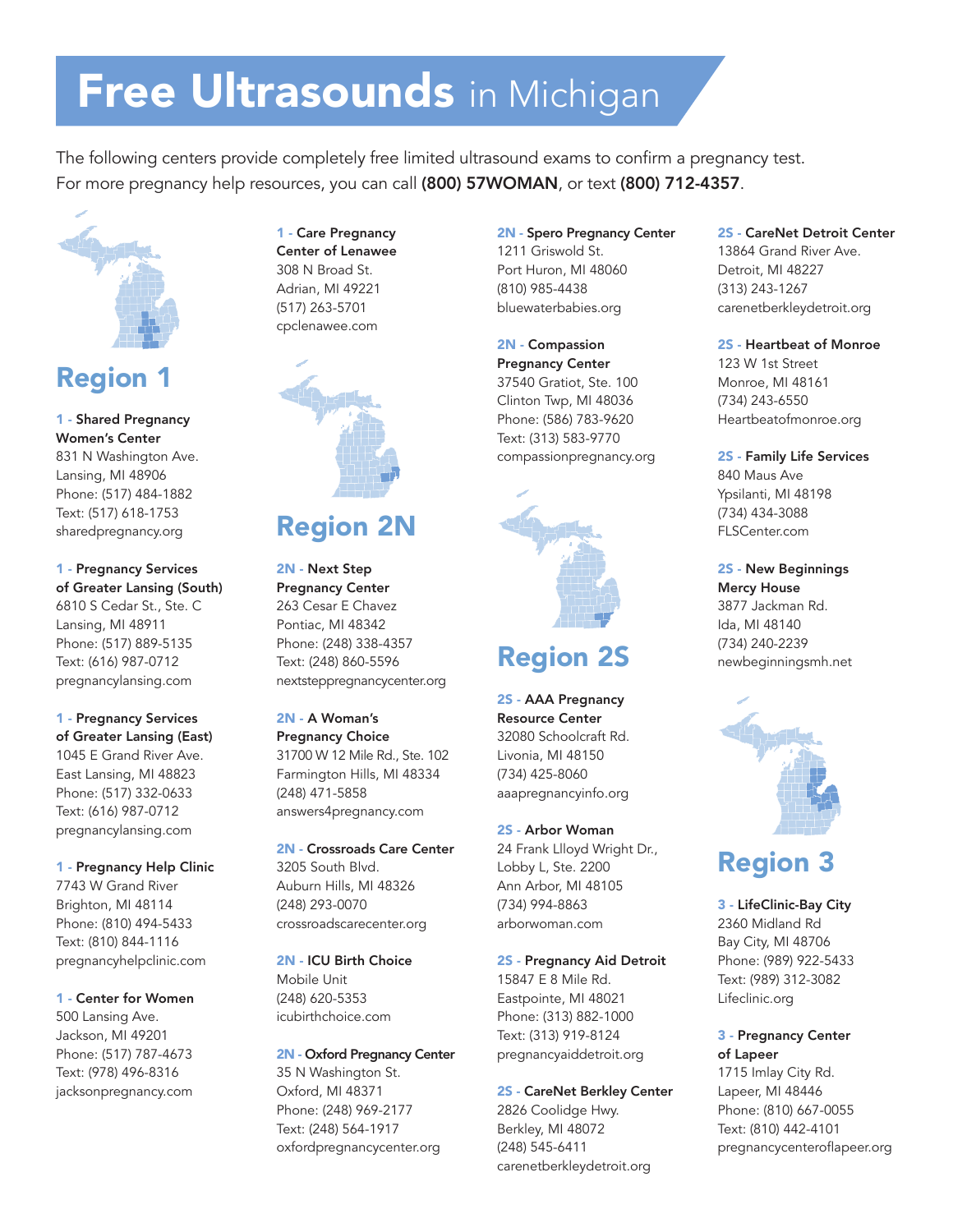# **Free Ultrasounds** in Michigan

The following centers provide completely free limited ultrasound exams to confirm a pregnancy test.
For more pregnancy help resources, you can call **(800) 57WOMAN**, or text **(800) 712-4357**.

## Region 1

**1 - Shared Pregnancy Women's Center**
831 N Washington Ave.
Lansing, MI 48906
Phone: (517) 484-1882
Text: (517) 618-1753
sharedpregnancy.org

**1 - Pregnancy Services of Greater Lansing (South)**
6810 S Cedar St., Ste. C
Lansing, MI 48911
Phone: (517) 889-5135
Text: (616) 987-0712
pregnancylansing.com

**1 - Pregnancy Services of Greater Lansing (East)**
1045 E Grand River Ave.
East Lansing, MI 48823
Phone: (517) 332-0633
Text: (616) 987-0712
pregnancylansing.com

**1 - Pregnancy Help Clinic**
7743 W Grand River
Brighton, MI 48114
Phone: (810) 494-5433
Text: (810) 844-1116
pregnancyhelpclinic.com

**1 - Center for Women**
500 Lansing Ave.
Jackson, MI 49201
Phone: (517) 787-4673
Text: (978) 496-8316
jacksonpregnancy.com

**1 - Care Pregnancy Center of Lenawee**
308 N Broad St.
Adrian, MI 49221
(517) 263-5701
cpclenawee.com

## Region 2N

**2N - Next Step Pregnancy Center**
263 Cesar E Chavez
Pontiac, MI 48342
Phone: (248) 338-4357
Text: (248) 860-5596
nextsteppregnancycenter.org

**2N - A Woman's Pregnancy Choice**
31700 W 12 Mile Rd., Ste. 102
Farmington Hills, MI 48334
(248) 471-5858
answers4pregnancy.com

**2N - Crossroads Care Center**
3205 South Blvd.
Auburn Hills, MI 48326
(248) 293-0070
crossroadscarecenter.org

**2N - ICU Birth Choice**
Mobile Unit
(248) 620-5353
icubirthchoice.com

**2N - Oxford Pregnancy Center**
35 N Washington St.
Oxford, MI 48371
Phone: (248) 969-2177
Text: (248) 564-1917
oxfordpregnancycenter.org

**2N - Spero Pregnancy Center**
1211 Griswold St.
Port Huron, MI 48060
(810) 985-4438
bluewaterbabies.org

**2N - Compassion Pregnancy Center**
37540 Gratiot, Ste. 100
Clinton Twp, MI 48036
Phone: (586) 783-9620
Text: (313) 583-9770
compassionpregnancy.org

## Region 2S

**2S - AAA Pregnancy Resource Center**
32080 Schoolcraft Rd.
Livonia, MI 48150
(734) 425-8060
aaapregnancyinfo.org

**2S - Arbor Woman**
24 Frank Llloyd Wright Dr., Lobby L, Ste. 2200
Ann Arbor, MI 48105
(734) 994-8863
arborwoman.com

**2S - Pregnancy Aid Detroit**
15847 E 8 Mile Rd.
Eastpointe, MI 48021
Phone: (313) 882-1000
Text: (313) 919-8124
pregnancyaiddetroit.org

**2S - CareNet Berkley Center**
2826 Coolidge Hwy.
Berkley, MI 48072
(248) 545-6411
carenetberkleydetroit.org

**2S - CareNet Detroit Center**
13864 Grand River Ave.
Detroit, MI 48227
(313) 243-1267
carenetberkleydetroit.org

**2S - Heartbeat of Monroe**
123 W 1st Street
Monroe, MI 48161
(734) 243-6550
Heartbeatofmonroe.org

**2S - Family Life Services**
840 Maus Ave
Ypsilanti, MI 48198
(734) 434-3088
FLSCenter.com

**2S - New Beginnings Mercy House**
3877 Jackman Rd.
Ida, MI 48140
(734) 240-2239
newbeginningsmh.net

## Region 3

**3 - LifeClinic-Bay City**
2360 Midland Rd
Bay City, MI 48706
Phone: (989) 922-5433
Text: (989) 312-3082
Lifeclinic.org

**3 - Pregnancy Center of Lapeer**
1715 Imlay City Rd.
Lapeer, MI 48446
Phone: (810) 667-0055
Text: (810) 442-4101
pregnancycenteroflapeer.org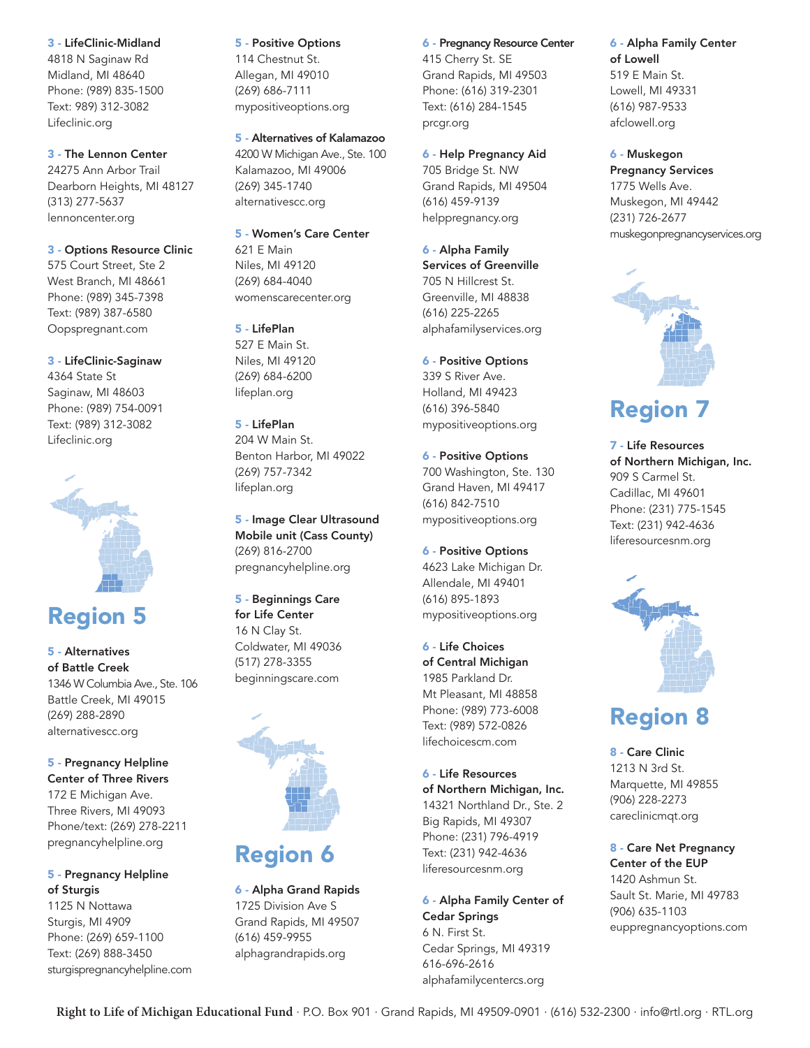**3 - LifeClinic-Midland**
4818 N Saginaw Rd
Midland, MI 48640
Phone: (989) 835-1500
Text: 989) 312-3082
Lifeclinic.org

**3 - The Lennon Center**
24275 Ann Arbor Trail
Dearborn Heights, MI 48127
(313) 277-5637
lennoncenter.org

**3 - Options Resource Clinic**
575 Court Street, Ste 2
West Branch, MI 48661
Phone: (989) 345-7398
Text: (989) 387-6580
Oopspregnant.com

**3 - LifeClinic-Saginaw**
4364 State St
Saginaw, MI 48603
Phone: (989) 754-0091
Text: (989) 312-3082
Lifeclinic.org

## Region 5

**5 - Alternatives of Battle Creek**
1346 W Columbia Ave., Ste. 106
Battle Creek, MI 49015
(269) 288-2890
alternativescc.org

**5 - Pregnancy Helpline Center of Three Rivers**
172 E Michigan Ave.
Three Rivers, MI 49093
Phone/text: (269) 278-2211
pregnancyhelpline.org

**5 - Pregnancy Helpline of Sturgis**
1125 N Nottawa
Sturgis, MI 4909
Phone: (269) 659-1100
Text: (269) 888-3450
sturgispregnancyhelpline.com

**5 - Positive Options**
114 Chestnut St.
Allegan, MI 49010
(269) 686-7111
mypositiveoptions.org

**5 - Alternatives of Kalamazoo**
4200 W Michigan Ave., Ste. 100
Kalamazoo, MI 49006
(269) 345-1740
alternativescc.org

**5 - Women's Care Center**
621 E Main
Niles, MI 49120
(269) 684-4040
womenscarecenter.org

**5 - LifePlan**
527 E Main St.
Niles, MI 49120
(269) 684-6200
lifeplan.org

**5 - LifePlan**
204 W Main St.
Benton Harbor, MI 49022
(269) 757-7342
lifeplan.org

**5 - Image Clear Ultrasound Mobile unit (Cass County)**
(269) 816-2700
pregnancyhelpline.org

**5 - Beginnings Care for Life Center**
16 N Clay St.
Coldwater, MI 49036
(517) 278-3355
beginningscare.com

## Region 6

**6 - Alpha Grand Rapids**
1725 Division Ave S
Grand Rapids, MI 49507
(616) 459-9955
alphagrandrapids.org

**6 - Pregnancy Resource Center**
415 Cherry St. SE
Grand Rapids, MI 49503
Phone: (616) 319-2301
Text: (616) 284-1545
prcgr.org

**6 - Help Pregnancy Aid**
705 Bridge St. NW
Grand Rapids, MI 49504
(616) 459-9139
helppregnancy.org

**6 - Alpha Family Services of Greenville**
705 N Hillcrest St.
Greenville, MI 48838
(616) 225-2265
alphafamilyservices.org

**6 - Positive Options**
339 S River Ave.
Holland, MI 49423
(616) 396-5840
mypositiveoptions.org

**6 - Positive Options**
700 Washington, Ste. 130
Grand Haven, MI 49417
(616) 842-7510
mypositiveoptions.org

**6 - Positive Options**
4623 Lake Michigan Dr.
Allendale, MI 49401
(616) 895-1893
mypositiveoptions.org

**6 - Life Choices of Central Michigan**
1985 Parkland Dr.
Mt Pleasant, MI 48858
Phone: (989) 773-6008
Text: (989) 572-0826
lifechoicescm.com

**6 - Life Resources of Northern Michigan, Inc.**
14321 Northland Dr., Ste. 2
Big Rapids, MI 49307
Phone: (231) 796-4919
Text: (231) 942-4636
liferesourcesnm.org

**6 - Alpha Family Center of Cedar Springs**
6 N. First St.
Cedar Springs, MI 49319
616-696-2616
alphafamilycentercs.org

**6 - Alpha Family Center of Lowell**
519 E Main St.
Lowell, MI 49331
(616) 987-9533
afclowell.org

**6 - Muskegon Pregnancy Services**
1775 Wells Ave.
Muskegon, MI 49442
(231) 726-2677
muskegonpregnancyservices.org

## Region 7

**7 - Life Resources of Northern Michigan, Inc.**
909 S Carmel St.
Cadillac, MI 49601
Phone: (231) 775-1545
Text: (231) 942-4636
liferesourcesnm.org

## Region 8

**8 - Care Clinic**
1213 N 3rd St.
Marquette, MI 49855
(906) 228-2273
careclinicmqt.org

**8 - Care Net Pregnancy Center of the EUP**
1420 Ashmun St.
Sault St. Marie, MI 49783
(906) 635-1103
euppregnancyoptions.com

**Right to Life of Michigan Educational Fund** · P.O. Box 901 · Grand Rapids, MI 49509-0901 · (616) 532-2300 · info@rtl.org · RTL.org